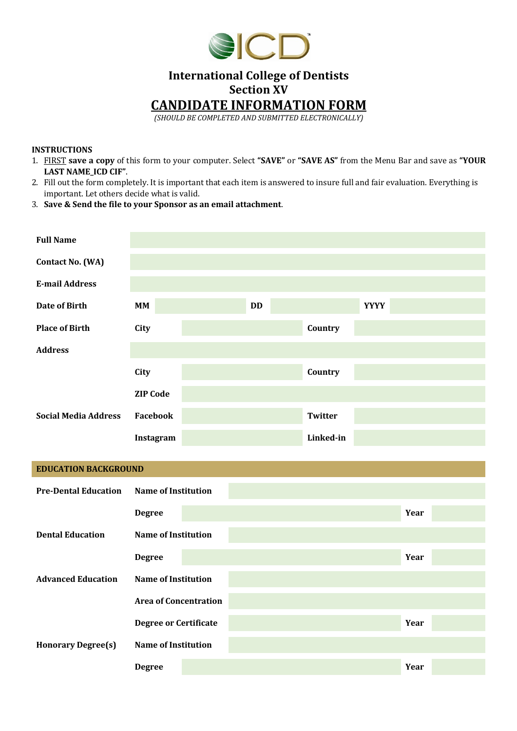# International College of Dentists
## Section XV
## CANDIDATE INFORMATION FORM

*(SHOULD BE COMPLETED AND SUBMITTED ELECTRONICALLY)*

**INSTRUCTIONS**

1. FIRST **save a copy** of this form to your computer. Select **"SAVE"** or **"SAVE AS"** from the Menu Bar and save as **"YOUR LAST NAME_ICD CIF"**.
2. Fill out the form completely. It is important that each item is answered to insure full and fair evaluation. Everything is important. Let others decide what is valid.
3. **Save & Send the file to your Sponsor as an email attachment**.

| | | | | | | |
|---|---|---|---|---|---|---|
| **Full Name** | | | | | | |
| **Contact No. (WA)** | | | | | | |
| **E-mail Address** | | | | | | |
| **Date of Birth** | **MM** | | **DD** | | **YYYY** | |
| **Place of Birth** | **City** | | **Country** | | | |
| **Address** | | | | | | |
| | **City** | | **Country** | | | |
| | **ZIP Code** | | | | | |
| **Social Media Address** | **Facebook** | | **Twitter** | | | |
| | **Instagram** | | **Linked-in** | | | |

**EDUCATION BACKGROUND**

| | | | | |
|---|---|---|---|---|
| **Pre-Dental Education** | **Name of Institution** | | | |
| | **Degree** | | **Year** | |
| **Dental Education** | **Name of Institution** | | | |
| | **Degree** | | **Year** | |
| **Advanced Education** | **Name of Institution** | | | |
| | **Area of Concentration** | | | |
| | **Degree or Certificate** | | **Year** | |
| **Honorary Degree(s)** | **Name of Institution** | | | |
| | **Degree** | | **Year** | |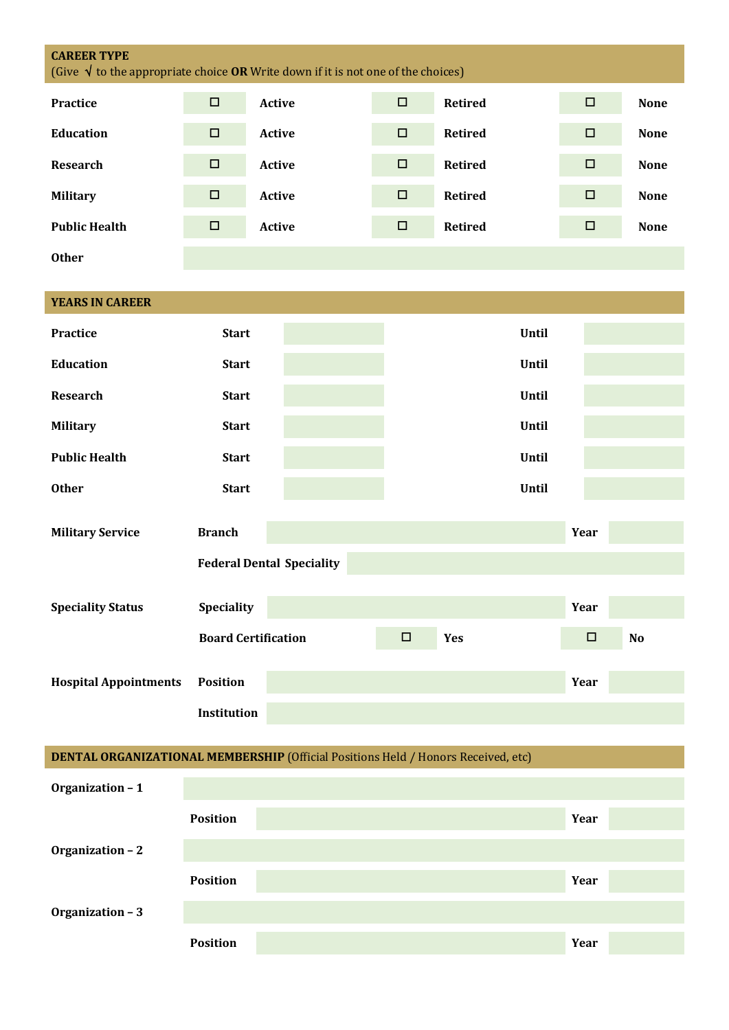## CAREER TYPE

(Give √ to the appropriate choice **OR** Write down if it is not one of the choices)

| | | | | | | |
|---|---|---|---|---|---|---|
| **Practice** | ☐ | **Active** | ☐ | **Retired** | ☐ | **None** |
| **Education** | ☐ | **Active** | ☐ | **Retired** | ☐ | **None** |
| **Research** | ☐ | **Active** | ☐ | **Retired** | ☐ | **None** |
| **Military** | ☐ | **Active** | ☐ | **Retired** | ☐ | **None** |
| **Public Health** | ☐ | **Active** | ☐ | **Retired** | ☐ | **None** |
| **Other** | | | | | | |

## YEARS IN CAREER

| | | | | |
|---|---|---|---|---|
| **Practice** | **Start** | | **Until** | |
| **Education** | **Start** | | **Until** | |
| **Research** | **Start** | | **Until** | |
| **Military** | **Start** | | **Until** | |
| **Public Health** | **Start** | | **Until** | |
| **Other** | **Start** | | **Until** | |

**Military Service** — **Branch** ______ **Year** ______

**Federal Dental Speciality** ______

**Speciality Status** — **Speciality** ______ **Year** ______

**Board Certification** ☐ **Yes** ☐ **No**

**Hospital Appointments** — **Position** ______ **Year** ______

**Institution** ______

## DENTAL ORGANIZATIONAL MEMBERSHIP (Official Positions Held / Honors Received, etc)

**Organization – 1** ______

**Position** ______ **Year** ______

**Organization – 2** ______

**Position** ______ **Year** ______

**Organization – 3** ______

**Position** ______ **Year** ______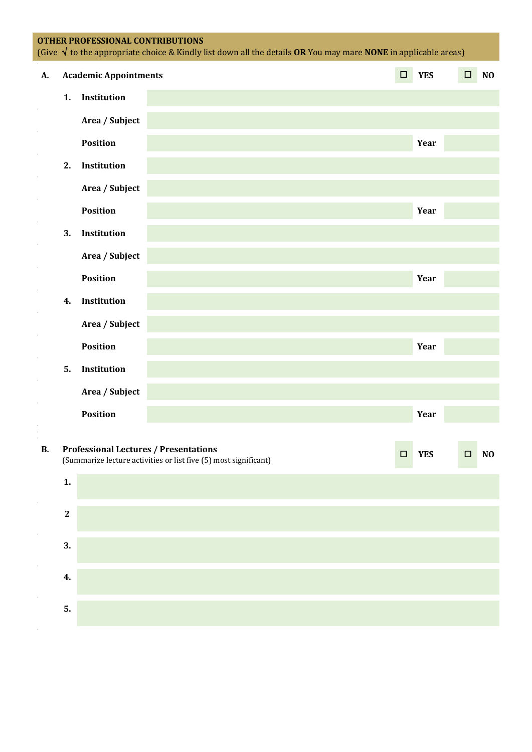## OTHER PROFESSIONAL CONTRIBUTIONS

(Give √ to the appropriate choice & Kindly list down all the details **OR** You may mare **NONE** in applicable areas)

**A. Academic Appointments** ☐ **YES** ☐ **NO**

| | | | | |
|---|---|---|---|---|
| **1.** | **Institution** | | | |
| | **Area / Subject** | | | |
| | **Position** | | **Year** | |
| **2.** | **Institution** | | | |
| | **Area / Subject** | | | |
| | **Position** | | **Year** | |
| **3.** | **Institution** | | | |
| | **Area / Subject** | | | |
| | **Position** | | **Year** | |
| **4.** | **Institution** | | | |
| | **Area / Subject** | | | |
| | **Position** | | **Year** | |
| **5.** | **Institution** | | | |
| | **Area / Subject** | | | |
| | **Position** | | **Year** | |

**B. Professional Lectures / Presentations** ☐ **YES** ☐ **NO**

(Summarize lecture activities or list five (5) most significant)

| | |
|---|---|
| **1.** | |
| **2** | |
| **3.** | |
| **4.** | |
| **5.** | |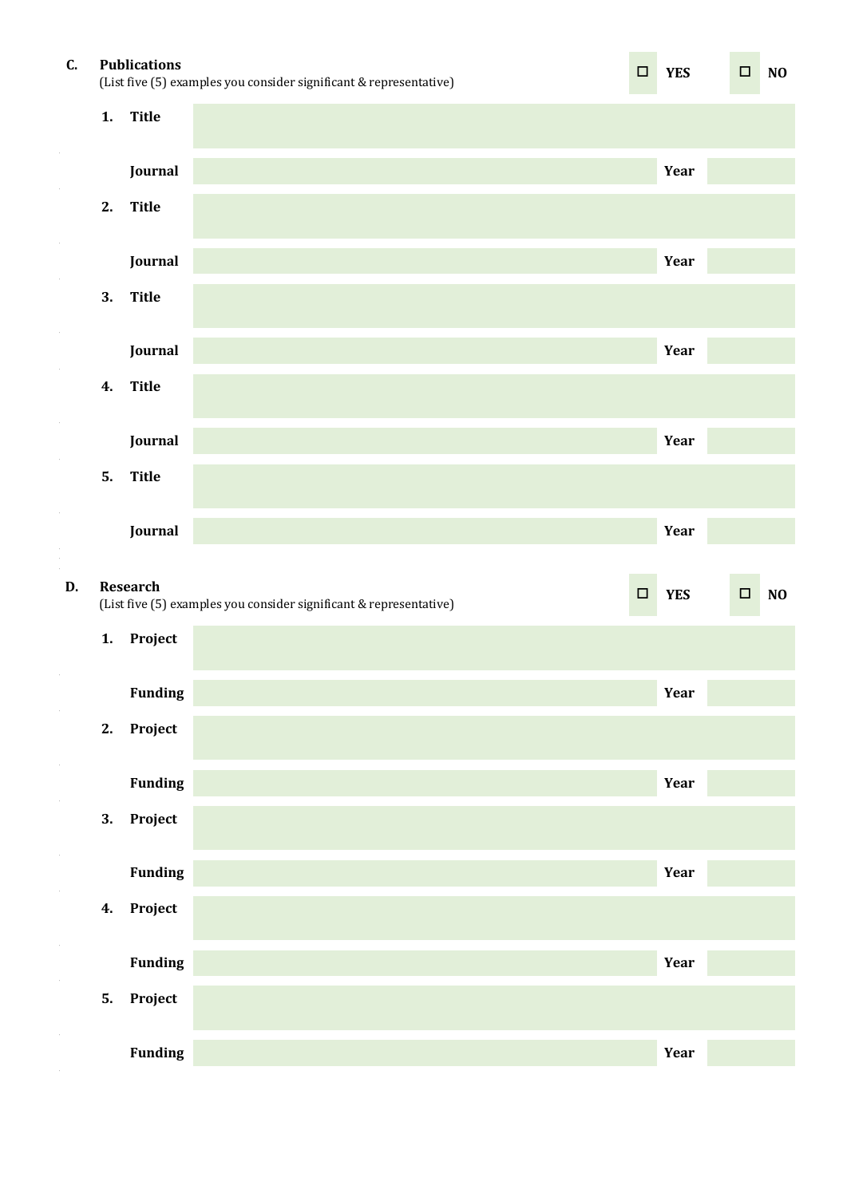**C. Publications**
(List five (5) examples you consider significant & representative)

☐ **YES** ☐ **NO**

| | | | | |
|---|---|---|---|---|
| **1.** | **Title** | | | |
| | **Journal** | | **Year** | |
| **2.** | **Title** | | | |
| | **Journal** | | **Year** | |
| **3.** | **Title** | | | |
| | **Journal** | | **Year** | |
| **4.** | **Title** | | | |
| | **Journal** | | **Year** | |
| **5.** | **Title** | | | |
| | **Journal** | | **Year** | |

**D. Research**
(List five (5) examples you consider significant & representative)

☐ **YES** ☐ **NO**

| | | | | |
|---|---|---|---|---|
| **1.** | **Project** | | | |
| | **Funding** | | **Year** | |
| **2.** | **Project** | | | |
| | **Funding** | | **Year** | |
| **3.** | **Project** | | | |
| | **Funding** | | **Year** | |
| **4.** | **Project** | | | |
| | **Funding** | | **Year** | |
| **5.** | **Project** | | | |
| | **Funding** | | **Year** | |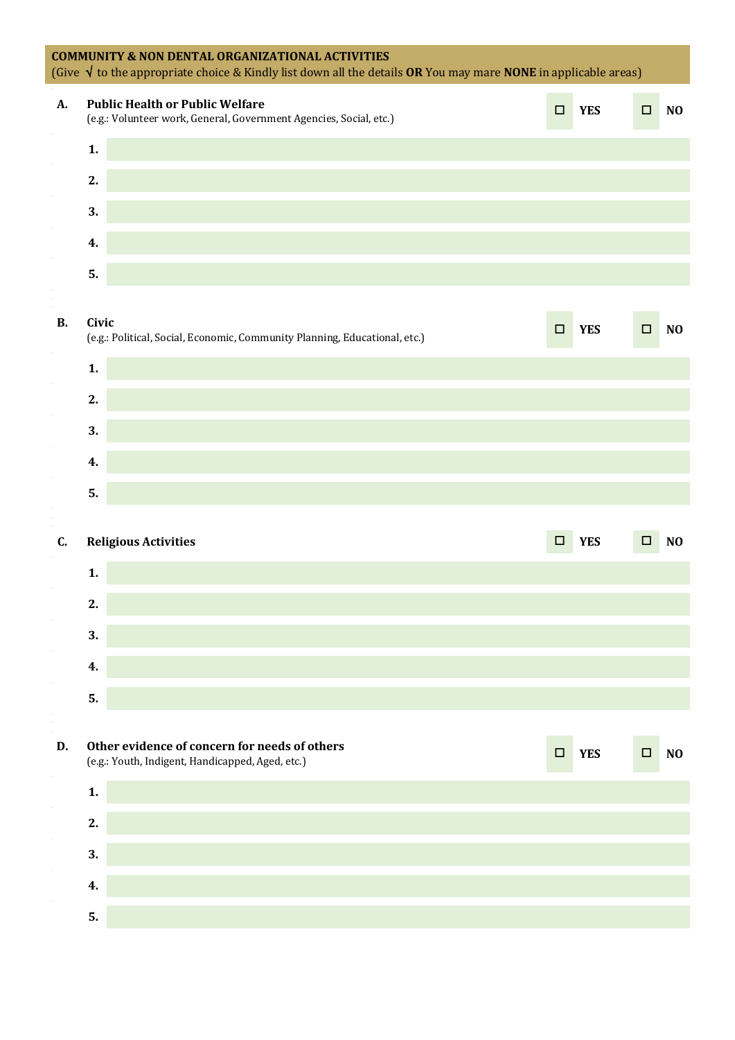## COMMUNITY & NON DENTAL ORGANIZATIONAL ACTIVITIES

(Give √ to the appropriate choice & Kindly list down all the details **OR** You may mare **NONE** in applicable areas)

**A. Public Health or Public Welfare** ☐ **YES** ☐ **NO**

(e.g.: Volunteer work, General, Government Agencies, Social, etc.)

**1.**

**2.**

**3.**

**4.**

**5.**

**B. Civic** ☐ **YES** ☐ **NO**

(e.g.: Political, Social, Economic, Community Planning, Educational, etc.)

**1.**

**2.**

**3.**

**4.**

**5.**

**C. Religious Activities** ☐ **YES** ☐ **NO**

**1.**

**2.**

**3.**

**4.**

**5.**

**D. Other evidence of concern for needs of others** ☐ **YES** ☐ **NO**

(e.g.: Youth, Indigent, Handicapped, Aged, etc.)

**1.**

**2.**

**3.**

**4.**

**5.**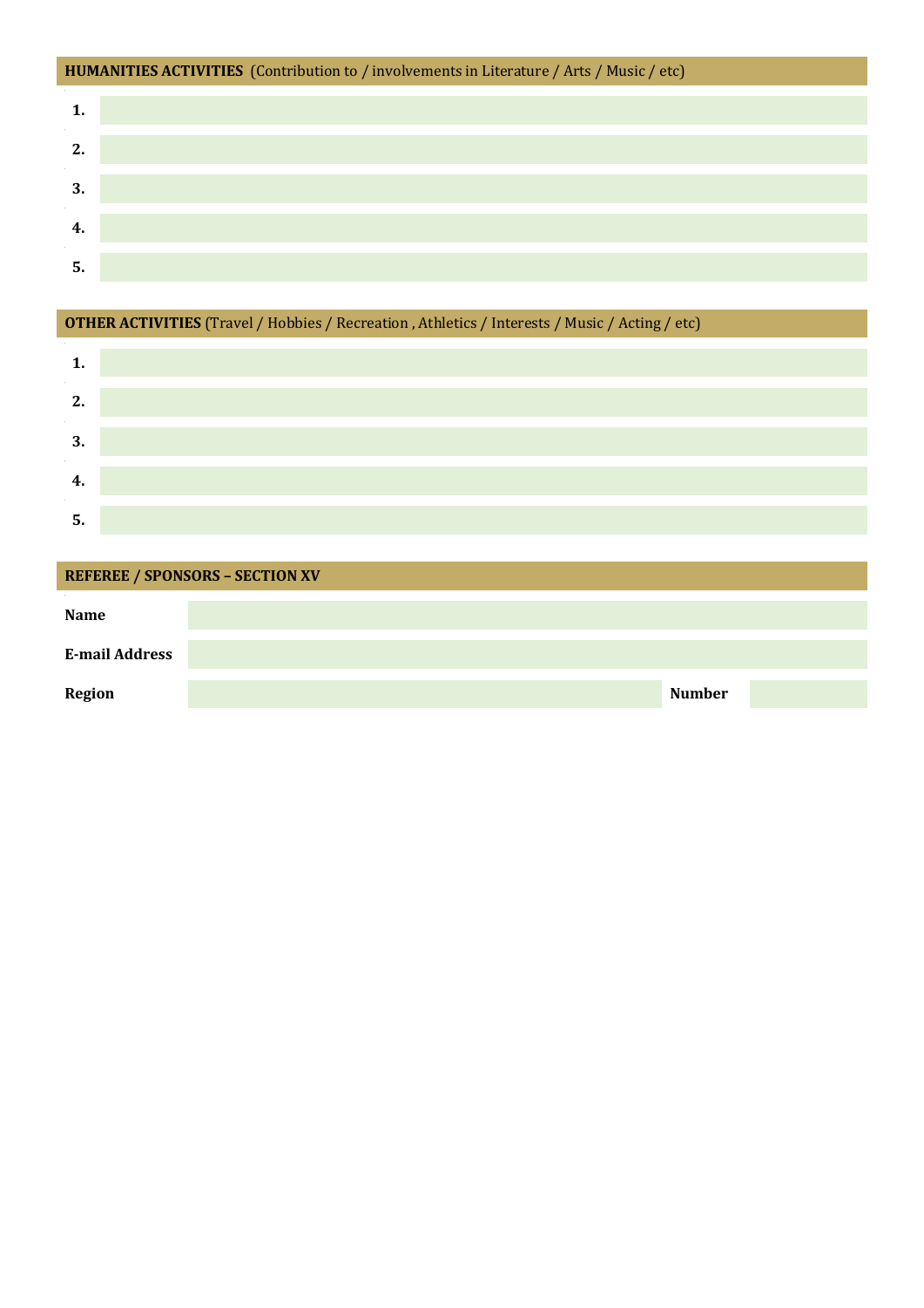## HUMANITIES ACTIVITIES (Contribution to / involvements in Literature / Arts / Music / etc)

**1.**

**2.**

**3.**

**4.**

**5.**

## OTHER ACTIVITIES (Travel / Hobbies / Recreation , Athletics / Interests / Music / Acting / etc)

**1.**

**2.**

**3.**

**4.**

**5.**

## REFEREE / SPONSORS – SECTION XV

| | | | |
|---|---|---|---|
| **Name** | | | |
| **E-mail Address** | | | |
| **Region** | | **Number** | |